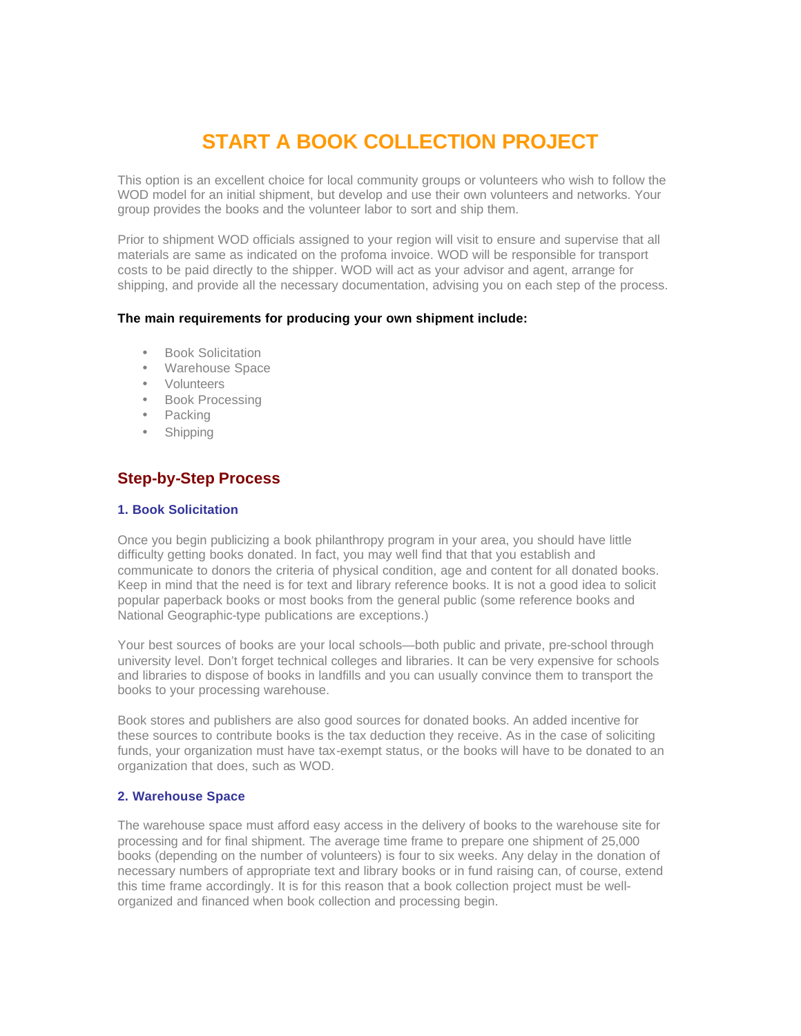# START A BOOK COLLECTION PROJECT

This option is an excellent choice for local community groups or volunteers who wish to follow the WOD model for an initial shipment, but develop and use their own volunteers and networks. Your group provides the books and the volunteer labor to sort and ship them.

Prior to shipment WOD officials assigned to your region will visit to ensure and supervise that all materials are same as indicated on the profoma invoice. WOD will be responsible for transport costs to be paid directly to the shipper. WOD will act as your advisor and agent, arrange for shipping, and provide all the necessary documentation, advising you on each step of the process.

**The main requirements for producing your own shipment include:**

- Book Solicitation
- Warehouse Space
- Volunteers
- Book Processing
- Packing
- Shipping

## Step-by-Step Process

### 1. Book Solicitation

Once you begin publicizing a book philanthropy program in your area, you should have little difficulty getting books donated. In fact, you may well find that that you establish and communicate to donors the criteria of physical condition, age and content for all donated books. Keep in mind that the need is for text and library reference books. It is not a good idea to solicit popular paperback books or most books from the general public (some reference books and National Geographic-type publications are exceptions.)

Your best sources of books are your local schools—both public and private, pre-school through university level. Don't forget technical colleges and libraries. It can be very expensive for schools and libraries to dispose of books in landfills and you can usually convince them to transport the books to your processing warehouse.

Book stores and publishers are also good sources for donated books. An added incentive for these sources to contribute books is the tax deduction they receive. As in the case of soliciting funds, your organization must have tax-exempt status, or the books will have to be donated to an organization that does, such as WOD.

### 2. Warehouse Space

The warehouse space must afford easy access in the delivery of books to the warehouse site for processing and for final shipment. The average time frame to prepare one shipment of 25,000 books (depending on the number of volunteers) is four to six weeks. Any delay in the donation of necessary numbers of appropriate text and library books or in fund raising can, of course, extend this time frame accordingly. It is for this reason that a book collection project must be well-organized and financed when book collection and processing begin.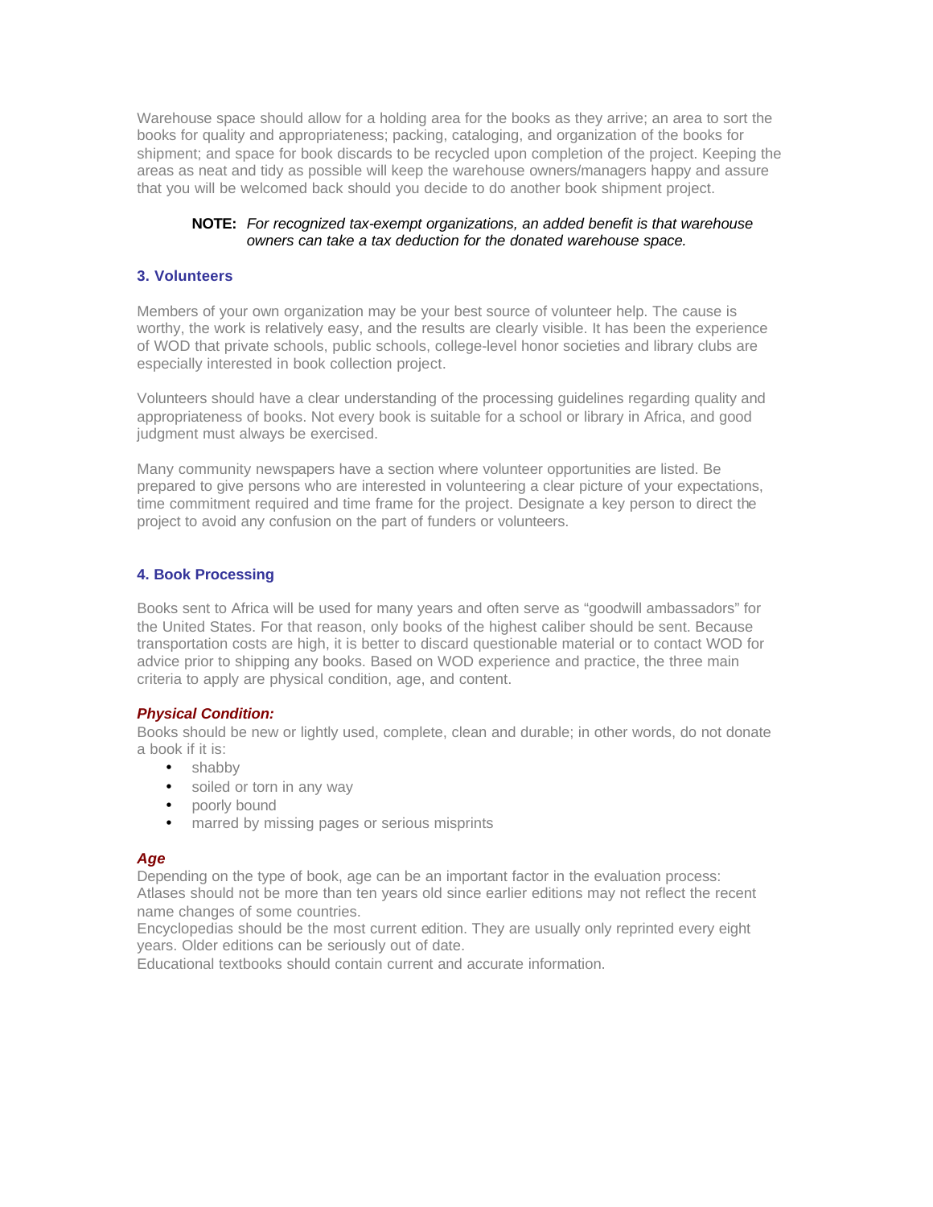Warehouse space should allow for a holding area for the books as they arrive; an area to sort the books for quality and appropriateness; packing, cataloging, and organization of the books for shipment; and space for book discards to be recycled upon completion of the project. Keeping the areas as neat and tidy as possible will keep the warehouse owners/managers happy and assure that you will be welcomed back should you decide to do another book shipment project.

> **NOTE:** *For recognized tax-exempt organizations, an added benefit is that warehouse owners can take a tax deduction for the donated warehouse space.*

### 3. Volunteers

Members of your own organization may be your best source of volunteer help. The cause is worthy, the work is relatively easy, and the results are clearly visible. It has been the experience of WOD that private schools, public schools, college-level honor societies and library clubs are especially interested in book collection project.

Volunteers should have a clear understanding of the processing guidelines regarding quality and appropriateness of books. Not every book is suitable for a school or library in Africa, and good judgment must always be exercised.

Many community newspapers have a section where volunteer opportunities are listed. Be prepared to give persons who are interested in volunteering a clear picture of your expectations, time commitment required and time frame for the project. Designate a key person to direct the project to avoid any confusion on the part of funders or volunteers.

### 4. Book Processing

Books sent to Africa will be used for many years and often serve as "goodwill ambassadors" for the United States. For that reason, only books of the highest caliber should be sent. Because transportation costs are high, it is better to discard questionable material or to contact WOD for advice prior to shipping any books. Based on WOD experience and practice, the three main criteria to apply are physical condition, age, and content.

***Physical Condition:***

Books should be new or lightly used, complete, clean and durable; in other words, do not donate a book if it is:

- shabby
- soiled or torn in any way
- poorly bound
- marred by missing pages or serious misprints

***Age***

Depending on the type of book, age can be an important factor in the evaluation process:

Atlases should not be more than ten years old since earlier editions may not reflect the recent name changes of some countries.

Encyclopedias should be the most current edition. They are usually only reprinted every eight years. Older editions can be seriously out of date.

Educational textbooks should contain current and accurate information.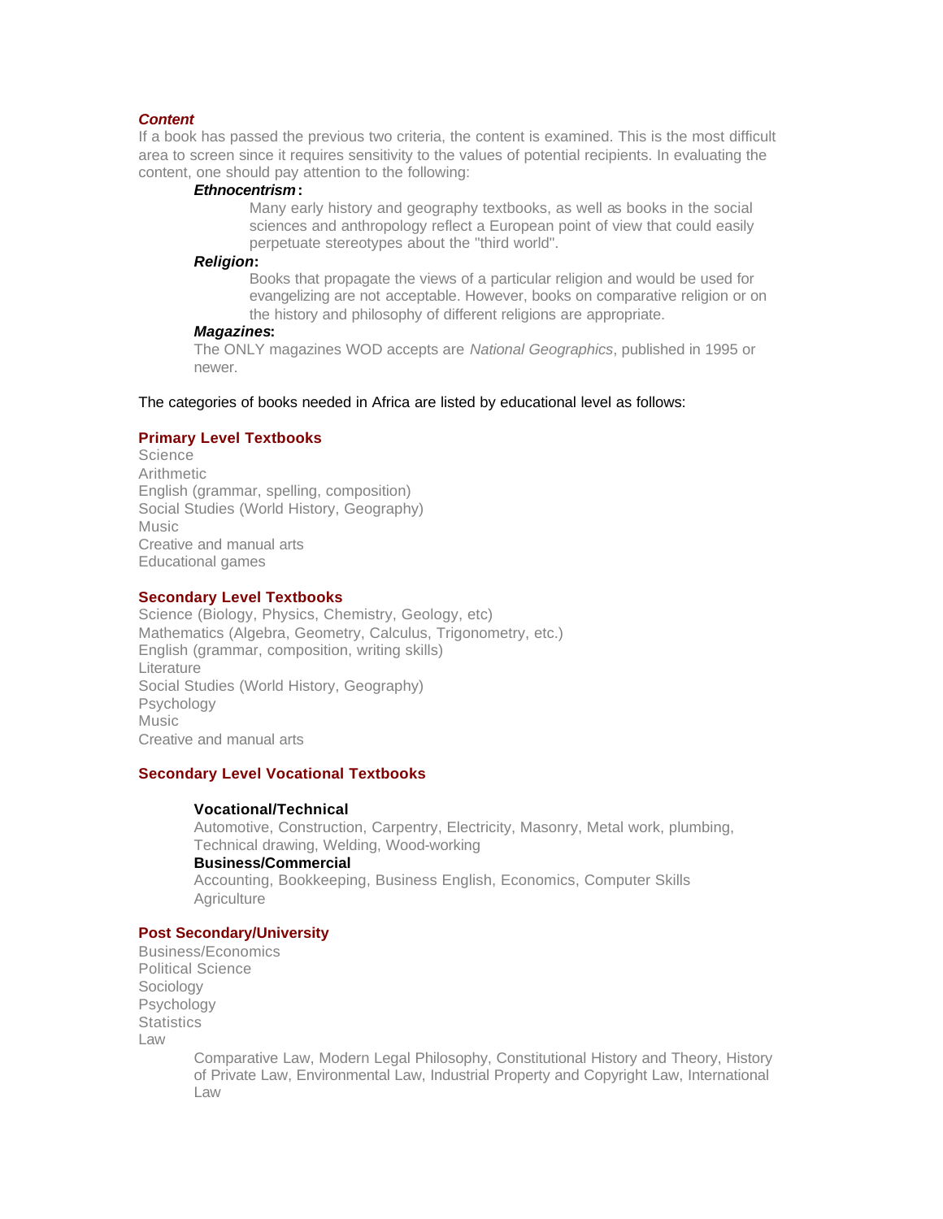### *Content*

If a book has passed the previous two criteria, the content is examined. This is the most difficult area to screen since it requires sensitivity to the values of potential recipients. In evaluating the content, one should pay attention to the following:

***Ethnocentrism*:**

Many early history and geography textbooks, as well as books in the social sciences and anthropology reflect a European point of view that could easily perpetuate stereotypes about the "third world".

***Religion*:**

Books that propagate the views of a particular religion and would be used for evangelizing are not acceptable. However, books on comparative religion or on the history and philosophy of different religions are appropriate.

***Magazines*:**

The ONLY magazines WOD accepts are *National Geographics*, published in 1995 or newer.

The categories of books needed in Africa are listed by educational level as follows:

### Primary Level Textbooks

Science
Arithmetic
English (grammar, spelling, composition)
Social Studies (World History, Geography)
Music
Creative and manual arts
Educational games

### Secondary Level Textbooks

Science (Biology, Physics, Chemistry, Geology, etc)
Mathematics (Algebra, Geometry, Calculus, Trigonometry, etc.)
English (grammar, composition, writing skills)
Literature
Social Studies (World History, Geography)
Psychology
Music
Creative and manual arts

### Secondary Level Vocational Textbooks

**Vocational/Technical**

Automotive, Construction, Carpentry, Electricity, Masonry, Metal work, plumbing, Technical drawing, Welding, Wood-working

**Business/Commercial**

Accounting, Bookkeeping, Business English, Economics, Computer Skills
Agriculture

### Post Secondary/University

Business/Economics
Political Science
Sociology
Psychology
Statistics
Law

Comparative Law, Modern Legal Philosophy, Constitutional History and Theory, History of Private Law, Environmental Law, Industrial Property and Copyright Law, International Law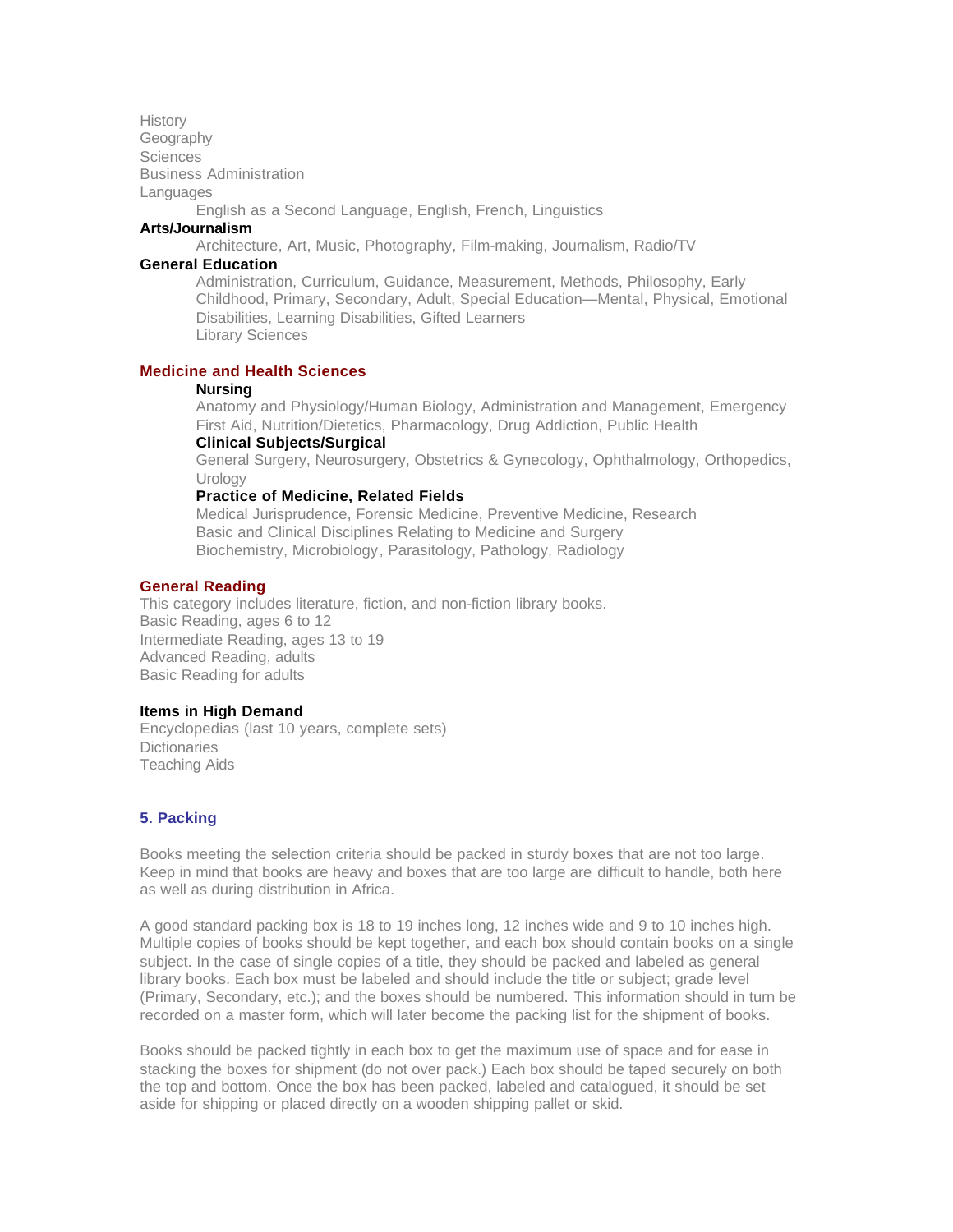History
Geography
Sciences
Business Administration
Languages

English as a Second Language, English, French, Linguistics

**Arts/Journalism**

Architecture, Art, Music, Photography, Film-making, Journalism, Radio/TV

**General Education**

Administration, Curriculum, Guidance, Measurement, Methods, Philosophy, Early Childhood, Primary, Secondary, Adult, Special Education—Mental, Physical, Emotional Disabilities, Learning Disabilities, Gifted Learners
Library Sciences

**Medicine and Health Sciences**

**Nursing**

Anatomy and Physiology/Human Biology, Administration and Management, Emergency First Aid, Nutrition/Dietetics, Pharmacology, Drug Addiction, Public Health

**Clinical Subjects/Surgical**

General Surgery, Neurosurgery, Obstetrics & Gynecology, Ophthalmology, Orthopedics, Urology

**Practice of Medicine, Related Fields**

Medical Jurisprudence, Forensic Medicine, Preventive Medicine, Research
Basic and Clinical Disciplines Relating to Medicine and Surgery
Biochemistry, Microbiology, Parasitology, Pathology, Radiology

**General Reading**

This category includes literature, fiction, and non-fiction library books.
Basic Reading, ages 6 to 12
Intermediate Reading, ages 13 to 19
Advanced Reading, adults
Basic Reading for adults

**Items in High Demand**

Encyclopedias (last 10 years, complete sets)
Dictionaries
Teaching Aids

## 5. Packing

Books meeting the selection criteria should be packed in sturdy boxes that are not too large. Keep in mind that books are heavy and boxes that are too large are difficult to handle, both here as well as during distribution in Africa.

A good standard packing box is 18 to 19 inches long, 12 inches wide and 9 to 10 inches high. Multiple copies of books should be kept together, and each box should contain books on a single subject. In the case of single copies of a title, they should be packed and labeled as general library books. Each box must be labeled and should include the title or subject; grade level (Primary, Secondary, etc.); and the boxes should be numbered. This information should in turn be recorded on a master form, which will later become the packing list for the shipment of books.

Books should be packed tightly in each box to get the maximum use of space and for ease in stacking the boxes for shipment (do not over pack.) Each box should be taped securely on both the top and bottom. Once the box has been packed, labeled and catalogued, it should be set aside for shipping or placed directly on a wooden shipping pallet or skid.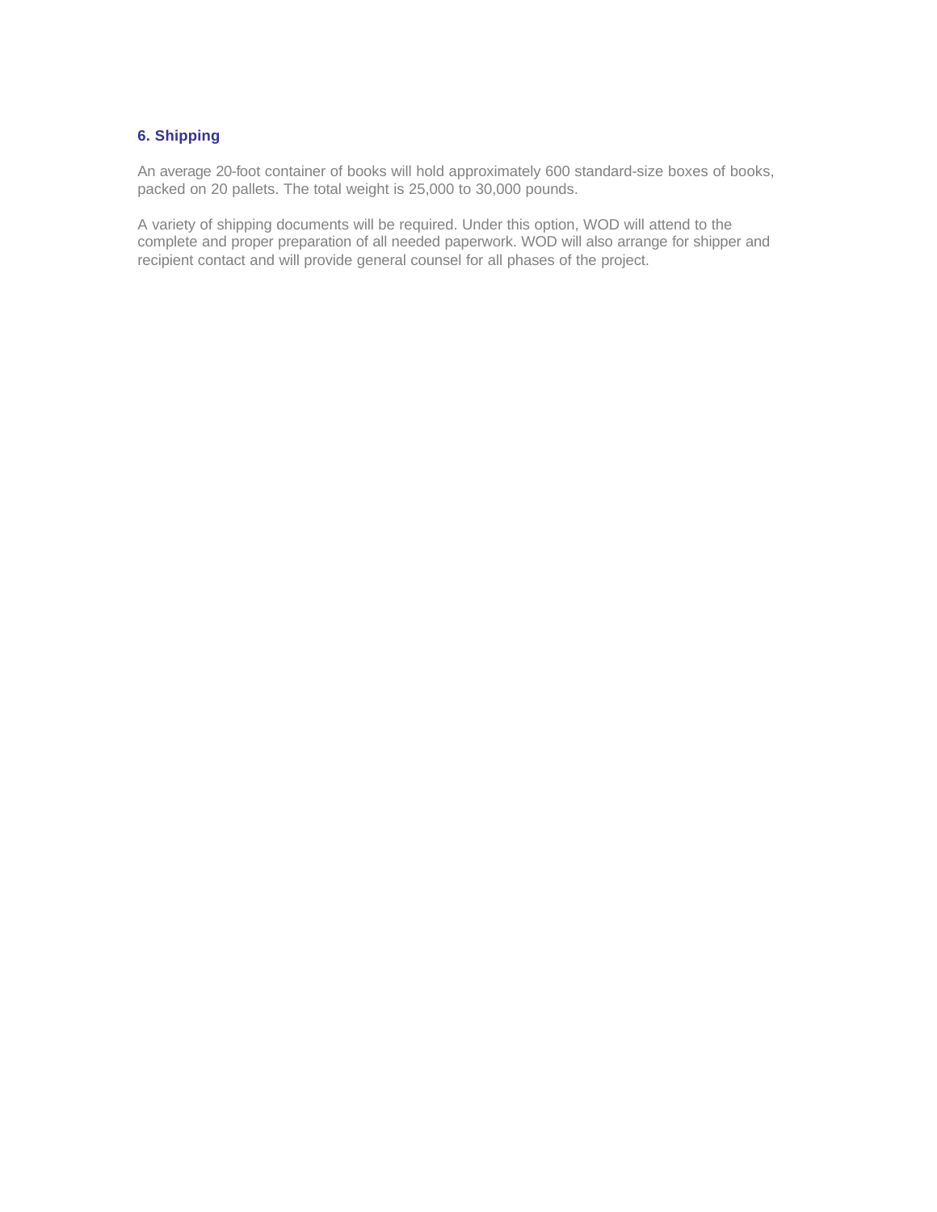### 6. Shipping

An average 20-foot container of books will hold approximately 600 standard-size boxes of books, packed on 20 pallets. The total weight is 25,000 to 30,000 pounds.

A variety of shipping documents will be required. Under this option, WOD will attend to the complete and proper preparation of all needed paperwork. WOD will also arrange for shipper and recipient contact and will provide general counsel for all phases of the project.